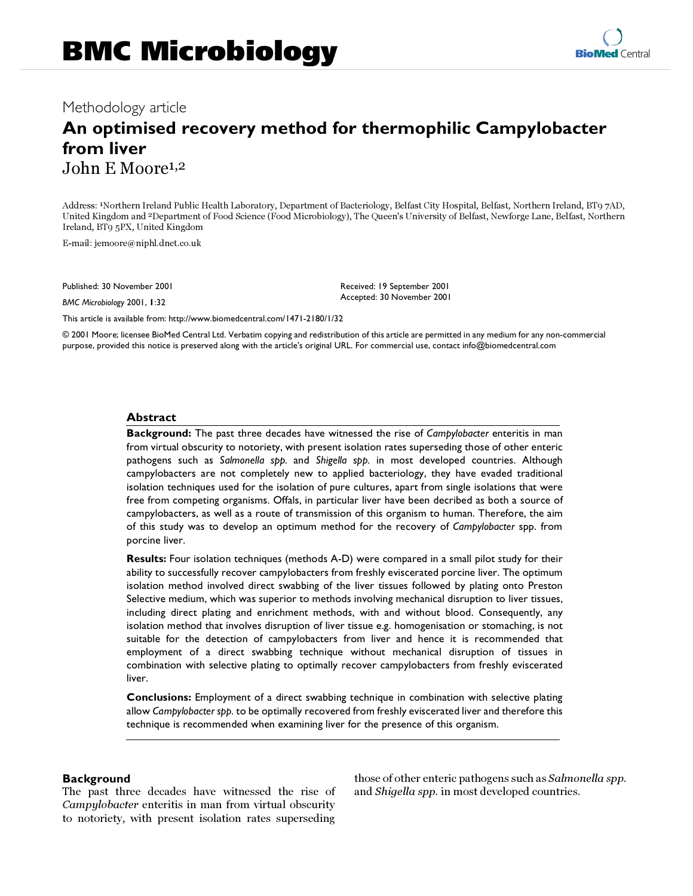# BMC Microbiology

Methodology article

## An optimised recovery method for thermophilic Campylobacter from liver

John E Moore[1,2]

Address: [1]Northern Ireland Public Health Laboratory, Department of Bacteriology, Belfast City Hospital, Belfast, Northern Ireland, BT9 7AD, United Kingdom and [2]Department of Food Science (Food Microbiology), The Queen's University of Belfast, Newforge Lane, Belfast, Northern Ireland, BT9 5PX, United Kingdom

E-mail: jemoore@niphl.dnet.co.uk

Published: 30 November 2001

*BMC Microbiology* 2001, **1**:32

Received: 19 September 2001
Accepted: 30 November 2001

This article is available from: http://www.biomedcentral.com/1471-2180/1/32

© 2001 Moore; licensee BioMed Central Ltd. Verbatim copying and redistribution of this article are permitted in any medium for any non-commercial purpose, provided this notice is preserved along with the article's original URL. For commercial use, contact info@biomedcentral.com

### Abstract

**Background:** The past three decades have witnessed the rise of *Campylobacter* enteritis in man from virtual obscurity to notoriety, with present isolation rates superseding those of other enteric pathogens such as *Salmonella spp.* and *Shigella spp.* in most developed countries. Although campylobacters are not completely new to applied bacteriology, they have evaded traditional isolation techniques used for the isolation of pure cultures, apart from single isolations that were free from competing organisms. Offals, in particular liver have been decribed as both a source of campylobacters, as well as a route of transmission of this organism to human. Therefore, the aim of this study was to develop an optimum method for the recovery of *Campylobacter* spp. from porcine liver.

**Results:** Four isolation techniques (methods A-D) were compared in a small pilot study for their ability to successfully recover campylobacters from freshly eviscerated porcine liver. The optimum isolation method involved direct swabbing of the liver tissues followed by plating onto Preston Selective medium, which was superior to methods involving mechanical disruption to liver tissues, including direct plating and enrichment methods, with and without blood. Consequently, any isolation method that involves disruption of liver tissue e.g. homogenisation or stomaching, is not suitable for the detection of campylobacters from liver and hence it is recommended that employment of a direct swabbing technique without mechanical disruption of tissues in combination with selective plating to optimally recover campylobacters from freshly eviscerated liver.

**Conclusions:** Employment of a direct swabbing technique in combination with selective plating allow *Campylobacter spp.* to be optimally recovered from freshly eviscerated liver and therefore this technique is recommended when examining liver for the presence of this organism.

### Background

The past three decades have witnessed the rise of *Campylobacter* enteritis in man from virtual obscurity to notoriety, with present isolation rates superseding those of other enteric pathogens such as *Salmonella spp.* and *Shigella spp.* in most developed countries.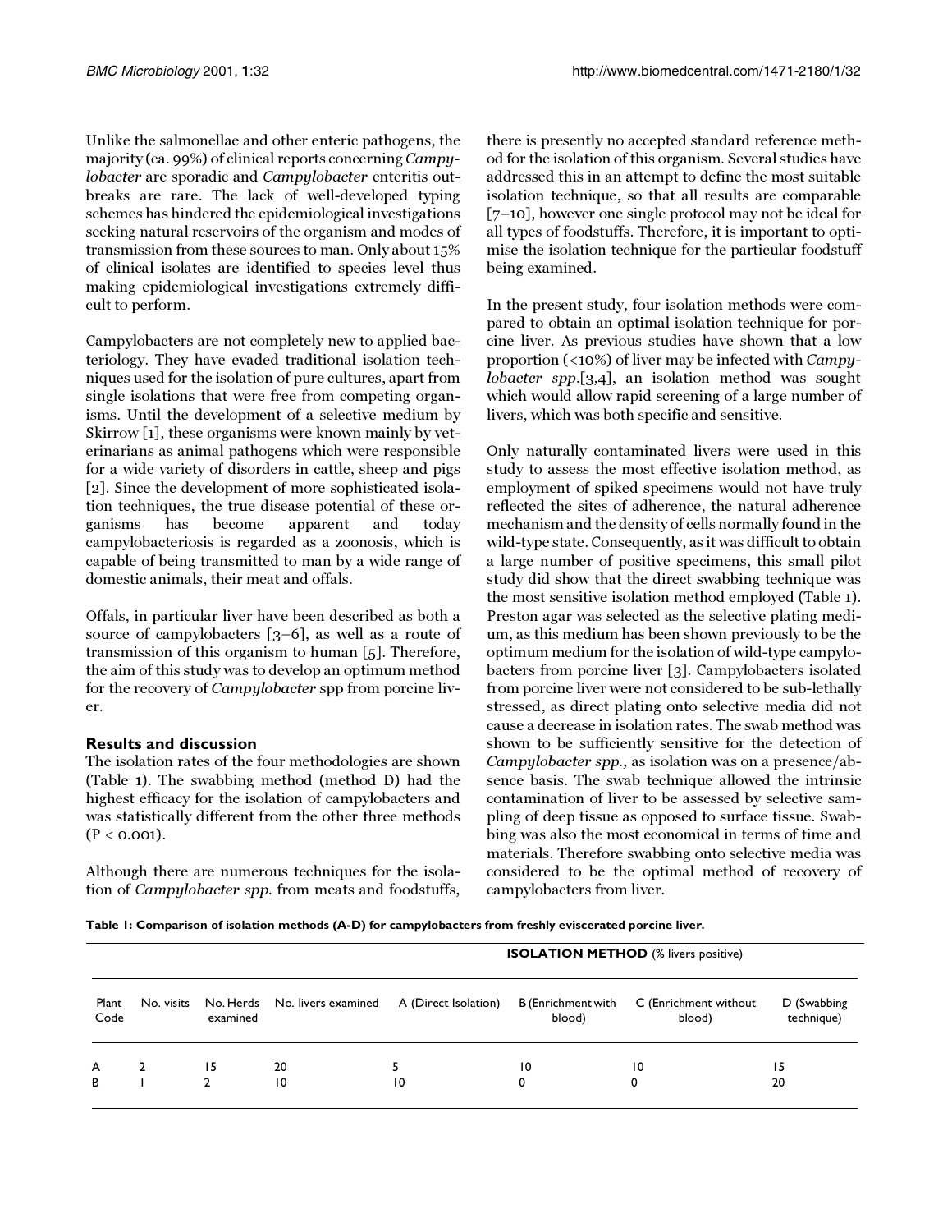Unlike the salmonellae and other enteric pathogens, the majority (ca. 99%) of clinical reports concerning *Campylobacter* are sporadic and *Campylobacter* enteritis outbreaks are rare. The lack of well-developed typing schemes has hindered the epidemiological investigations seeking natural reservoirs of the organism and modes of transmission from these sources to man. Only about 15% of clinical isolates are identified to species level thus making epidemiological investigations extremely difficult to perform.

Campylobacters are not completely new to applied bacteriology. They have evaded traditional isolation techniques used for the isolation of pure cultures, apart from single isolations that were free from competing organisms. Until the development of a selective medium by Skirrow [1], these organisms were known mainly by veterinarians as animal pathogens which were responsible for a wide variety of disorders in cattle, sheep and pigs [2]. Since the development of more sophisticated isolation techniques, the true disease potential of these organisms has become apparent and today campylobacteriosis is regarded as a zoonosis, which is capable of being transmitted to man by a wide range of domestic animals, their meat and offals.

Offals, in particular liver have been described as both a source of campylobacters [3–6], as well as a route of transmission of this organism to human [5]. Therefore, the aim of this study was to develop an optimum method for the recovery of *Campylobacter* spp from porcine liver.

## Results and discussion

The isolation rates of the four methodologies are shown (Table 1). The swabbing method (method D) had the highest efficacy for the isolation of campylobacters and was statistically different from the other three methods ($P < 0.001$).

Although there are numerous techniques for the isolation of *Campylobacter spp.* from meats and foodstuffs, there is presently no accepted standard reference method for the isolation of this organism. Several studies have addressed this in an attempt to define the most suitable isolation technique, so that all results are comparable [7–10], however one single protocol may not be ideal for all types of foodstuffs. Therefore, it is important to optimise the isolation technique for the particular foodstuff being examined.

In the present study, four isolation methods were compared to obtain an optimal isolation technique for porcine liver. As previous studies have shown that a low proportion (<10%) of liver may be infected with *Campylobacter spp.*[3,4], an isolation method was sought which would allow rapid screening of a large number of livers, which was both specific and sensitive.

Only naturally contaminated livers were used in this study to assess the most effective isolation method, as employment of spiked specimens would not have truly reflected the sites of adherence, the natural adherence mechanism and the density of cells normally found in the wild-type state. Consequently, as it was difficult to obtain a large number of positive specimens, this small pilot study did show that the direct swabbing technique was the most sensitive isolation method employed (Table 1). Preston agar was selected as the selective plating medium, as this medium has been shown previously to be the optimum medium for the isolation of wild-type campylobacters from porcine liver [3]. Campylobacters isolated from porcine liver were not considered to be sub-lethally stressed, as direct plating onto selective media did not cause a decrease in isolation rates. The swab method was shown to be sufficiently sensitive for the detection of *Campylobacter spp.,* as isolation was on a presence/absence basis. The swab technique allowed the intrinsic contamination of liver to be assessed by selective sampling of deep tissue as opposed to surface tissue. Swabbing was also the most economical in terms of time and materials. Therefore swabbing onto selective media was considered to be the optimal method of recovery of campylobacters from liver.

**Table 1: Comparison of isolation methods (A-D) for campylobacters from freshly eviscerated porcine liver.**

| | | | | **ISOLATION METHOD** (% livers positive) | | | |
|---|---|---|---|---|---|---|---|
| Plant Code | No. visits | No. Herds examined | No. livers examined | A (Direct Isolation) | B (Enrichment with blood) | C (Enrichment without blood) | D (Swabbing technique) |
| A | 2 | 15 | 20 | 5 | 10 | 10 | 15 |
| B | 1 | 2 | 10 | 10 | 0 | 0 | 20 |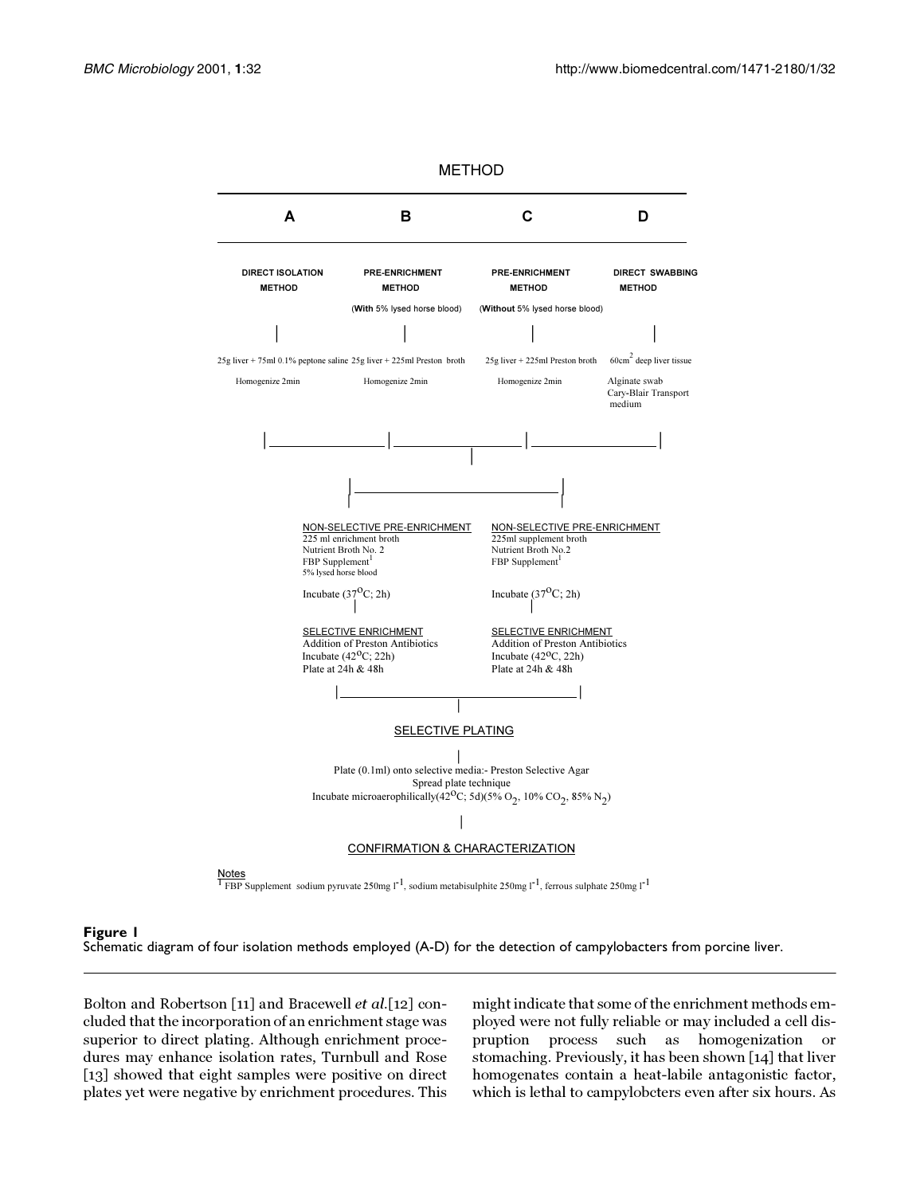METHOD

| A | B | C | D |
| --- | --- | --- | --- |
| **DIRECT ISOLATION METHOD** | **PRE-ENRICHMENT METHOD** (**With** 5% lysed horse blood) | **PRE-ENRICHMENT METHOD** (**Without** 5% lysed horse blood) | **DIRECT SWABBING METHOD** |
| 25g liver + 75ml 0.1% peptone saline | 25g liver + 225ml Preston broth | 25g liver + 225ml Preston broth | $60cm^2$ deep liver tissue |
| Homogenize 2min | Homogenize 2min | Homogenize 2min | Alginate swab Cary-Blair Transport medium |

| | |
| --- | --- |
| NON-SELECTIVE PRE-ENRICHMENT<br>225 ml enrichment broth<br>Nutrient Broth No. 2<br>FBP Supplement[1]<br>5% lysed horse blood | NON-SELECTIVE PRE-ENRICHMENT<br>225ml supplement broth<br>Nutrient Broth No.2<br>FBP Supplement[1] |
| Incubate ($37^{O}C$; 2h) | Incubate ($37^{O}C$; 2h) |
| SELECTIVE ENRICHMENT<br>Addition of Preston Antibiotics<br>Incubate ($42^{O}C$; 22h)<br>Plate at 24h & 48h | SELECTIVE ENRICHMENT<br>Addition of Preston Antibiotics<br>Incubate ($42^{O}C$, 22h)<br>Plate at 24h & 48h |

SELECTIVE PLATING

Plate (0.1ml) onto selective media:- Preston Selective Agar
Spread plate technique
Incubate microaerophilically($42^{O}C$; 5d)(5% $O_2$, 10% $CO_2$, 85% $N_2$)

CONFIRMATION & CHARACTERIZATION

Notes
[1] FBP Supplement sodium pyruvate 250mg $l^{-1}$, sodium metabisulphite 250mg $l^{-1}$, ferrous sulphate 250mg $l^{-1}$

**Figure 1**
Schematic diagram of four isolation methods employed (A-D) for the detection of campylobacters from porcine liver.

Bolton and Robertson [11] and Bracewell *et al.*[12] concluded that the incorporation of an enrichment stage was superior to direct plating. Although enrichment procedures may enhance isolation rates, Turnbull and Rose [13] showed that eight samples were positive on direct plates yet were negative by enrichment procedures. This might indicate that some of the enrichment methods employed were not fully reliable or may included a cell dispruption process such as homogenization or stomaching. Previously, it has been shown [14] that liver homogenates contain a heat-labile antagonistic factor, which is lethal to campylobcters even after six hours. As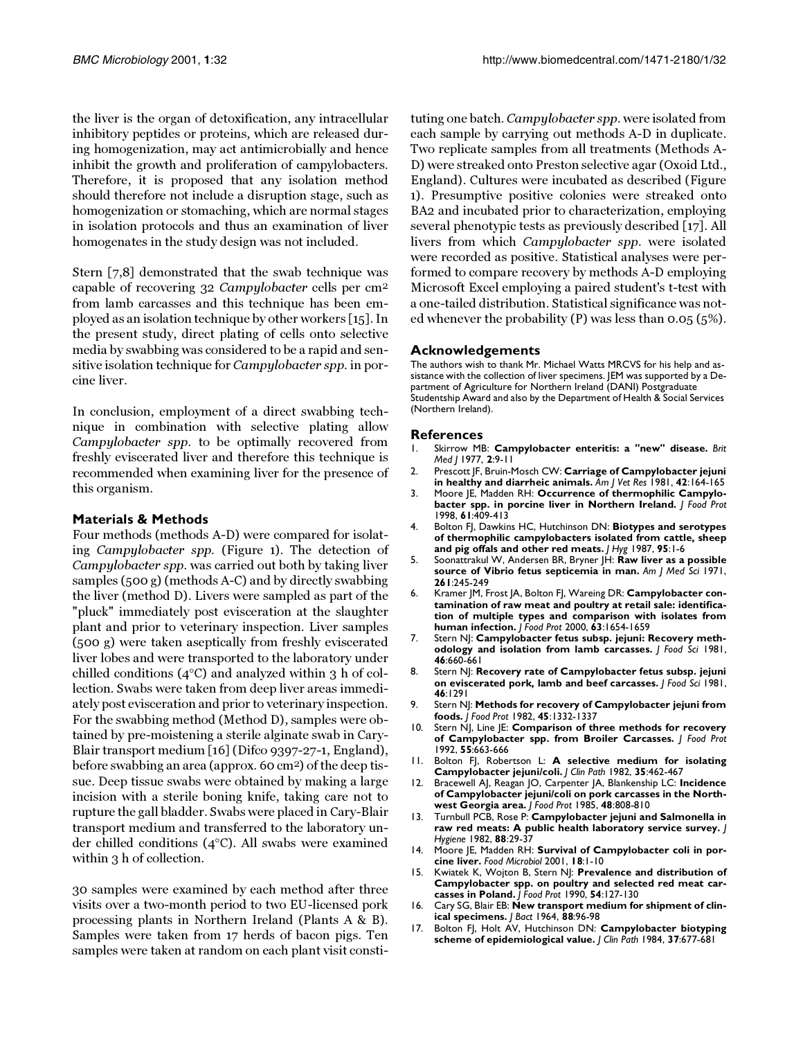the liver is the organ of detoxification, any intracellular inhibitory peptides or proteins, which are released during homogenization, may act antimicrobially and hence inhibit the growth and proliferation of campylobacters. Therefore, it is proposed that any isolation method should therefore not include a disruption stage, such as homogenization or stomaching, which are normal stages in isolation protocols and thus an examination of liver homogenates in the study design was not included.

Stern [7,8] demonstrated that the swab technique was capable of recovering 32 *Campylobacter* cells per $cm^2$ from lamb carcasses and this technique has been employed as an isolation technique by other workers [15]. In the present study, direct plating of cells onto selective media by swabbing was considered to be a rapid and sensitive isolation technique for *Campylobacter spp.* in porcine liver.

In conclusion, employment of a direct swabbing technique in combination with selective plating allow *Campylobacter spp.* to be optimally recovered from freshly eviscerated liver and therefore this technique is recommended when examining liver for the presence of this organism.

## Materials & Methods

Four methods (methods A-D) were compared for isolating *Campylobacter spp.* (Figure 1). The detection of *Campylobacter spp.* was carried out both by taking liver samples (500 g) (methods A-C) and by directly swabbing the liver (method D). Livers were sampled as part of the "pluck" immediately post evisceration at the slaughter plant and prior to veterinary inspection. Liver samples (500 g) were taken aseptically from freshly eviscerated liver lobes and were transported to the laboratory under chilled conditions (4°C) and analyzed within 3 h of collection. Swabs were taken from deep liver areas immediately post evisceration and prior to veterinary inspection. For the swabbing method (Method D), samples were obtained by pre-moistening a sterile alginate swab in Cary-Blair transport medium [16] (Difco 9397-27-1, England), before swabbing an area (approx. 60 $cm^2$) of the deep tissue. Deep tissue swabs were obtained by making a large incision with a sterile boning knife, taking care not to rupture the gall bladder. Swabs were placed in Cary-Blair transport medium and transferred to the laboratory under chilled conditions (4°C). All swabs were examined within 3 h of collection.

30 samples were examined by each method after three visits over a two-month period to two EU-licensed pork processing plants in Northern Ireland (Plants A & B). Samples were taken from 17 herds of bacon pigs. Ten samples were taken at random on each plant visit constituting one batch. *Campylobacter spp.* were isolated from each sample by carrying out methods A-D in duplicate. Two replicate samples from all treatments (Methods A-D) were streaked onto Preston selective agar (Oxoid Ltd., England). Cultures were incubated as described (Figure 1). Presumptive positive colonies were streaked onto BA2 and incubated prior to characterization, employing several phenotypic tests as previously described [17]. All livers from which *Campylobacter spp.* were isolated were recorded as positive. Statistical analyses were performed to compare recovery by methods A-D employing Microsoft Excel employing a paired student's t-test with a one-tailed distribution. Statistical significance was noted whenever the probability (P) was less than 0.05 (5%).

## Acknowledgements

The authors wish to thank Mr. Michael Watts MRCVS for his help and assistance with the collection of liver specimens. JEM was supported by a Department of Agriculture for Northern Ireland (DANI) Postgraduate Studentship Award and also by the Department of Health & Social Services (Northern Ireland).

## References

1. Skirrow MB: **Campylobacter enteritis: a "new" disease.** *Brit Med J* 1977, **2**:9-11
2. Prescott JF, Bruin-Mosch CW: **Carriage of Campylobacter jejuni in healthy and diarrheic animals.** *Am J Vet Res* 1981, **42**:164-165
3. Moore JE, Madden RH: **Occurrence of thermophilic Campylobacter spp. in porcine liver in Northern Ireland.** *J Food Prot* 1998, **61**:409-413
4. Bolton FJ, Dawkins HC, Hutchinson DN: **Biotypes and serotypes of thermophilic campylobacters isolated from cattle, sheep and pig offals and other red meats.** *J Hyg* 1987, **95**:1-6
5. Soonattrakul W, Andersen BR, Bryner JH: **Raw liver as a possible source of Vibrio fetus septicemia in man.** *Am J Med Sci* 1971, **261**:245-249
6. Kramer JM, Frost JA, Bolton FJ, Wareing DR: **Campylobacter contamination of raw meat and poultry at retail sale: identification of multiple types and comparison with isolates from human infection.** *J Food Prot* 2000, **63**:1654-1659
7. Stern NJ: **Campylobacter fetus subsp. jejuni: Recovery methodology and isolation from lamb carcasses.** *J Food Sci* 1981, **46**:660-661
8. Stern NJ: **Recovery rate of Campylobacter fetus subsp. jejuni on eviscerated pork, lamb and beef carcasses.** *J Food Sci* 1981, **46**:1291
9. Stern NJ: **Methods for recovery of Campylobacter jejuni from foods.** *J Food Prot* 1982, **45**:1332-1337
10. Stern NJ, Line JE: **Comparison of three methods for recovery of Campylobacter spp. from Broiler Carcasses.** *J Food Prot* 1992, **55**:663-666
11. Bolton FJ, Robertson L: **A selective medium for isolating Campylobacter jejuni/coli.** *J Clin Path* 1982, **35**:462-467
12. Bracewell AJ, Reagan JO, Carpenter JA, Blankenship LC: **Incidence of Campylobacter jejuni/coli on pork carcasses in the Northwest Georgia area.** *J Food Prot* 1985, **48**:808-810
13. Turnbull PCB, Rose P: **Campylobacter jejuni and Salmonella in raw red meats: A public health laboratory service survey.** *J Hygiene* 1982, **88**:29-37
14. Moore JE, Madden RH: **Survival of Campylobacter coli in porcine liver.** *Food Microbiol* 2001, **18**:1-10
15. Kwiatek K, Wojton B, Stern NJ: **Prevalence and distribution of Campylobacter spp. on poultry and selected red meat carcasses in Poland.** *J Food Prot* 1990, **54**:127-130
16. Cary SG, Blair EB: **New transport medium for shipment of clinical specimens.** *J Bact* 1964, **88**:96-98
17. Bolton FJ, Holt AV, Hutchinson DN: **Campylobacter biotyping scheme of epidemiological value.** *J Clin Path* 1984, **37**:677-681